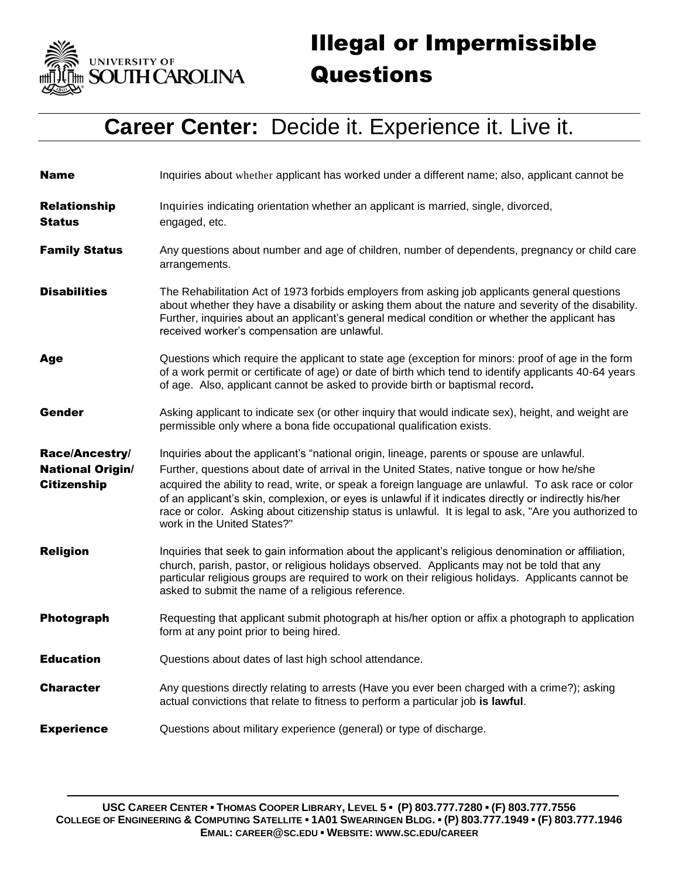# Illegal or Impermissible Questions

## **Career Center:** Decide it. Experience it. Live it.

**Name** Inquiries about whether applicant has worked under a different name; also, applicant cannot be

**Relationship Status** Inquiries indicating orientation whether an applicant is married, single, divorced, engaged, etc.

**Family Status** Any questions about number and age of children, number of dependents, pregnancy or child care arrangements.

**Disabilities** The Rehabilitation Act of 1973 forbids employers from asking job applicants general questions about whether they have a disability or asking them about the nature and severity of the disability. Further, inquiries about an applicant's general medical condition or whether the applicant has received worker's compensation are unlawful.

**Age** Questions which require the applicant to state age (exception for minors: proof of age in the form of a work permit or certificate of age) or date of birth which tend to identify applicants 40-64 years of age. Also, applicant cannot be asked to provide birth or baptismal record**.**

**Gender** Asking applicant to indicate sex (or other inquiry that would indicate sex), height, and weight are permissible only where a bona fide occupational qualification exists.

**Race/Ancestry/ National Origin/ Citizenship** Inquiries about the applicant's "national origin, lineage, parents or spouse are unlawful. Further, questions about date of arrival in the United States, native tongue or how he/she acquired the ability to read, write, or speak a foreign language are unlawful. To ask race or color of an applicant's skin, complexion, or eyes is unlawful if it indicates directly or indirectly his/her race or color. Asking about citizenship status is unlawful. It is legal to ask, "Are you authorized to work in the United States?"

**Religion** Inquiries that seek to gain information about the applicant's religious denomination or affiliation, church, parish, pastor, or religious holidays observed. Applicants may not be told that any particular religious groups are required to work on their religious holidays. Applicants cannot be asked to submit the name of a religious reference.

**Photograph** Requesting that applicant submit photograph at his/her option or affix a photograph to application form at any point prior to being hired.

**Education** Questions about dates of last high school attendance.

**Character** Any questions directly relating to arrests (Have you ever been charged with a crime?); asking actual convictions that relate to fitness to perform a particular job **is lawful**.

**Experience** Questions about military experience (general) or type of discharge.

**USC Career Center ▪ Thomas Cooper Library, Level 5 ▪ (P) 803.777.7280 ▪ (F) 803.777.7556**
**College of Engineering & Computing Satellite ▪ 1A01 Swearingen Bldg. ▪ (P) 803.777.1949 ▪ (F) 803.777.1946**
**Email: career@sc.edu ▪ Website: www.sc.edu/career**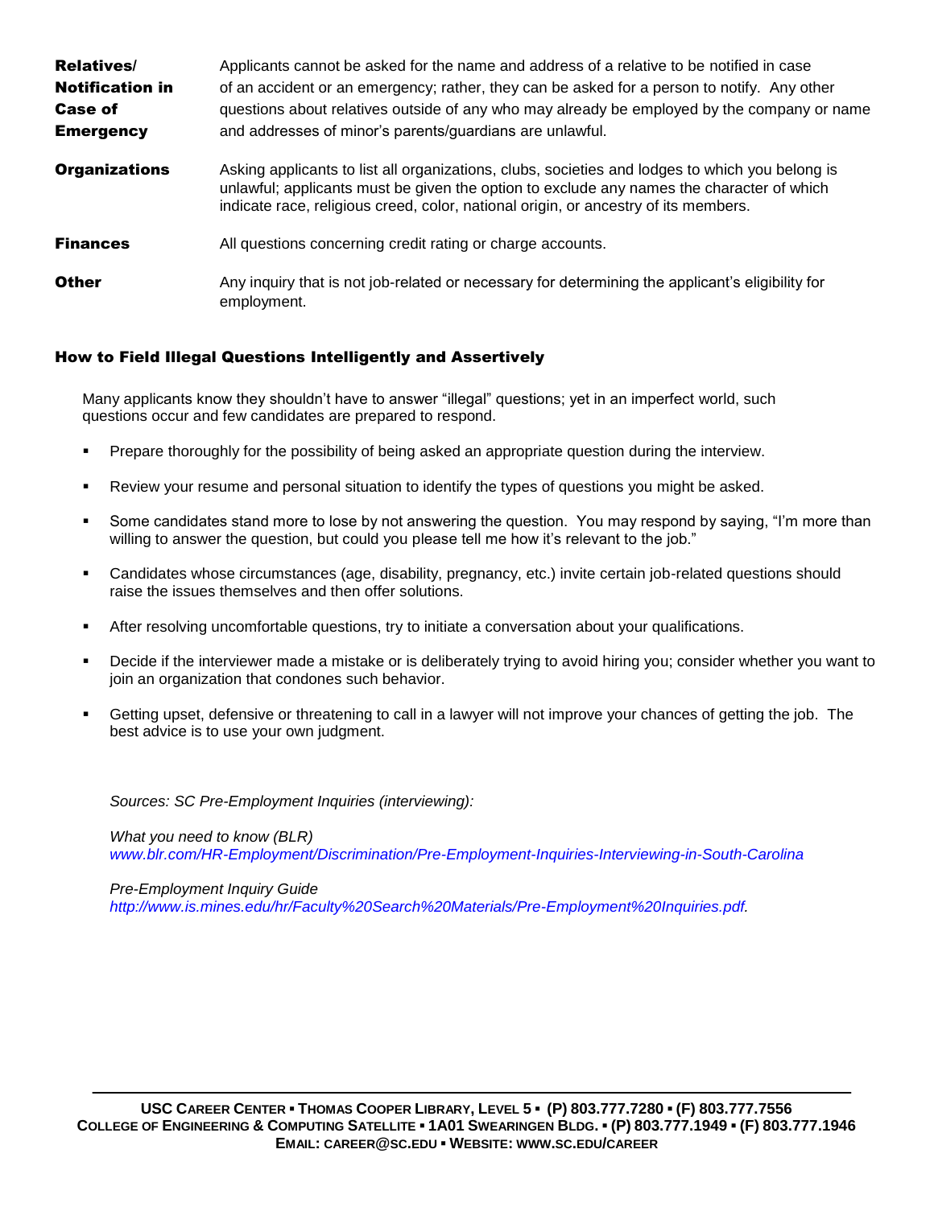| | |
|---|---|
| **Relatives/ Notification in Case of Emergency** | Applicants cannot be asked for the name and address of a relative to be notified in case of an accident or an emergency; rather, they can be asked for a person to notify. Any other questions about relatives outside of any who may already be employed by the company or name and addresses of minor's parents/guardians are unlawful. |
| **Organizations** | Asking applicants to list all organizations, clubs, societies and lodges to which you belong is unlawful; applicants must be given the option to exclude any names the character of which indicate race, religious creed, color, national origin, or ancestry of its members. |
| **Finances** | All questions concerning credit rating or charge accounts. |
| **Other** | Any inquiry that is not job-related or necessary for determining the applicant's eligibility for employment. |

### How to Field Illegal Questions Intelligently and Assertively

Many applicants know they shouldn't have to answer "illegal" questions; yet in an imperfect world, such questions occur and few candidates are prepared to respond.

- Prepare thoroughly for the possibility of being asked an appropriate question during the interview.
- Review your resume and personal situation to identify the types of questions you might be asked.
- Some candidates stand more to lose by not answering the question. You may respond by saying, "I'm more than willing to answer the question, but could you please tell me how it's relevant to the job."
- Candidates whose circumstances (age, disability, pregnancy, etc.) invite certain job-related questions should raise the issues themselves and then offer solutions.
- After resolving uncomfortable questions, try to initiate a conversation about your qualifications.
- Decide if the interviewer made a mistake or is deliberately trying to avoid hiring you; consider whether you want to join an organization that condones such behavior.
- Getting upset, defensive or threatening to call in a lawyer will not improve your chances of getting the job. The best advice is to use your own judgment.

*Sources: SC Pre-Employment Inquiries (interviewing):*

*What you need to know (BLR)*
*www.blr.com/HR-Employment/Discrimination/Pre-Employment-Inquiries-Interviewing-in-South-Carolina*

*Pre-Employment Inquiry Guide*
*http://www.is.mines.edu/hr/Faculty%20Search%20Materials/Pre-Employment%20Inquiries.pdf.*

**USC CAREER CENTER ▪ THOMAS COOPER LIBRARY, LEVEL 5 ▪ (P) 803.777.7280 ▪ (F) 803.777.7556**
**COLLEGE OF ENGINEERING & COMPUTING SATELLITE ▪ 1A01 SWEARINGEN BLDG. ▪ (P) 803.777.1949 ▪ (F) 803.777.1946**
**EMAIL: CAREER@SC.EDU ▪ WEBSITE: WWW.SC.EDU/CAREER**